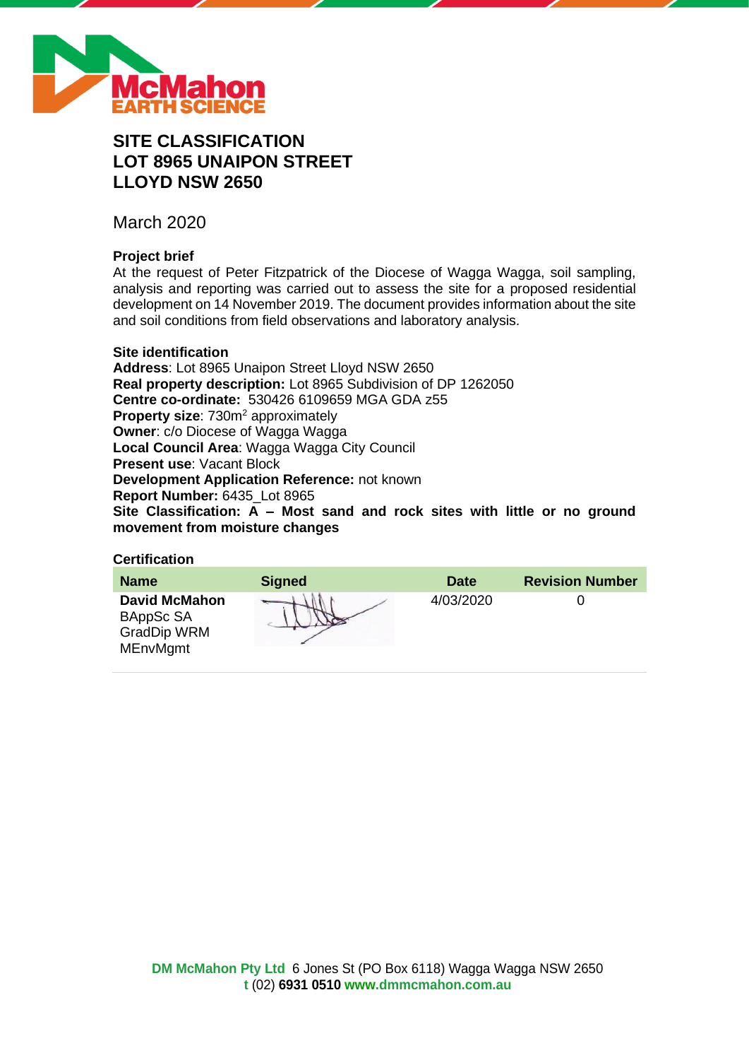# SITE CLASSIFICATION
# LOT 8965 UNAIPON STREET
# LLOYD NSW 2650

March 2020

**Project brief**

At the request of Peter Fitzpatrick of the Diocese of Wagga Wagga, soil sampling, analysis and reporting was carried out to assess the site for a proposed residential development on 14 November 2019. The document provides information about the site and soil conditions from field observations and laboratory analysis.

**Site identification**

**Address**: Lot 8965 Unaipon Street Lloyd NSW 2650
**Real property description:** Lot 8965 Subdivision of DP 1262050
**Centre co-ordinate:** 530426 6109659 MGA GDA z55
**Property size**: 730m$^2$ approximately
**Owner**: c/o Diocese of Wagga Wagga
**Local Council Area**: Wagga Wagga City Council
**Present use**: Vacant Block
**Development Application Reference:** not known
**Report Number:** 6435_Lot 8965
**Site Classification: A – Most sand and rock sites with little or no ground movement from moisture changes**

**Certification**

| Name | Signed | Date | Revision Number |
|---|---|---|---|
| **David McMahon** BAppSc SA GradDip WRM MEnvMgmt | [signature] | 4/03/2020 | 0 |

**DM McMahon Pty Ltd** 6 Jones St (PO Box 6118) Wagga Wagga NSW 2650
**t** (02) **6931 0510** **www.dmmcmahon.com.au**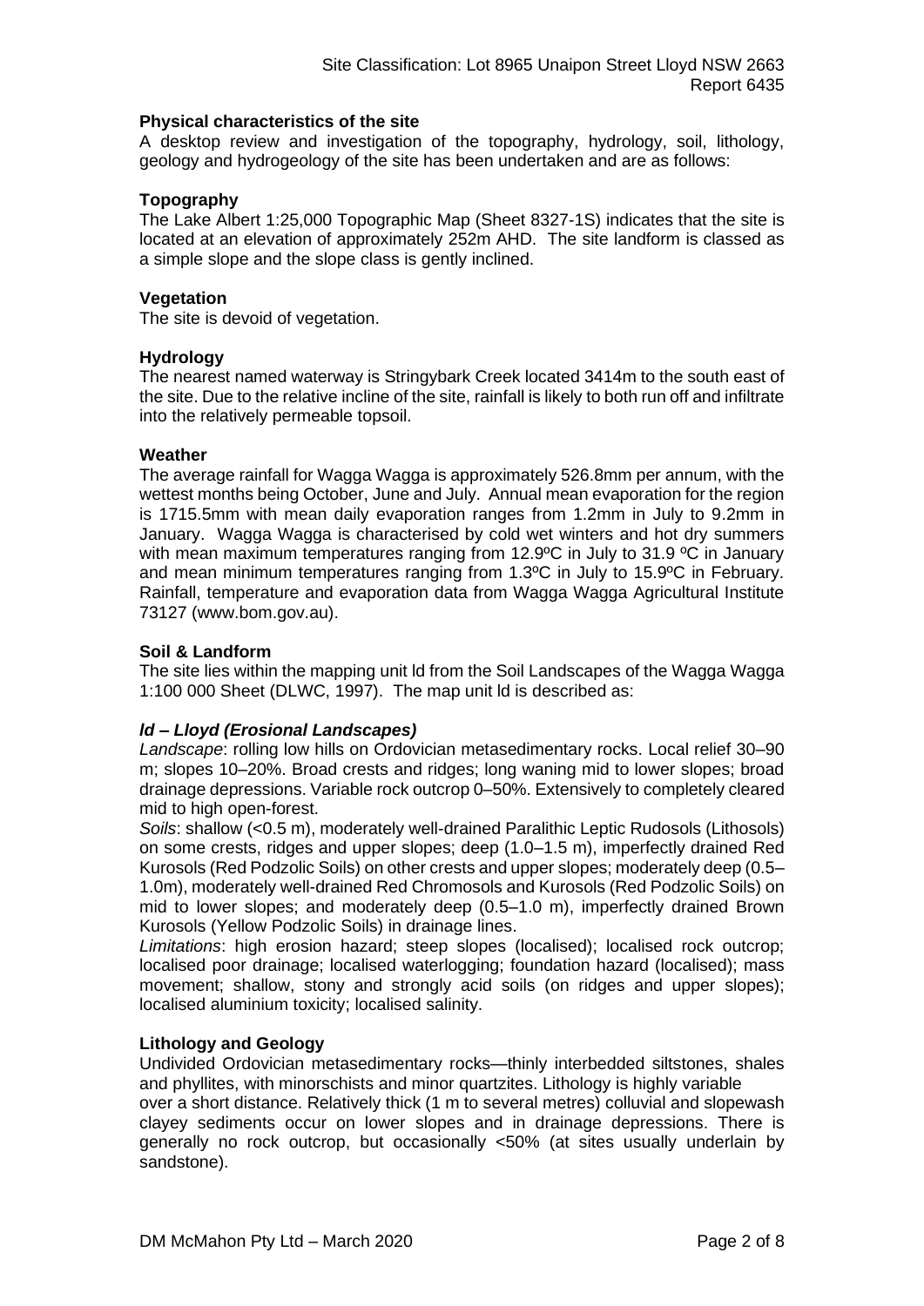**Physical characteristics of the site**

A desktop review and investigation of the topography, hydrology, soil, lithology, geology and hydrogeology of the site has been undertaken and are as follows:

**Topography**

The Lake Albert 1:25,000 Topographic Map (Sheet 8327-1S) indicates that the site is located at an elevation of approximately 252m AHD. The site landform is classed as a simple slope and the slope class is gently inclined.

**Vegetation**

The site is devoid of vegetation.

**Hydrology**

The nearest named waterway is Stringybark Creek located 3414m to the south east of the site. Due to the relative incline of the site, rainfall is likely to both run off and infiltrate into the relatively permeable topsoil.

**Weather**

The average rainfall for Wagga Wagga is approximately 526.8mm per annum, with the wettest months being October, June and July. Annual mean evaporation for the region is 1715.5mm with mean daily evaporation ranges from 1.2mm in July to 9.2mm in January. Wagga Wagga is characterised by cold wet winters and hot dry summers with mean maximum temperatures ranging from 12.9ºC in July to 31.9 ºC in January and mean minimum temperatures ranging from 1.3ºC in July to 15.9ºC in February. Rainfall, temperature and evaporation data from Wagga Wagga Agricultural Institute 73127 (www.bom.gov.au).

**Soil & Landform**

The site lies within the mapping unit ld from the Soil Landscapes of the Wagga Wagga 1:100 000 Sheet (DLWC, 1997). The map unit ld is described as:

***ld – Lloyd (Erosional Landscapes)***

*Landscape*: rolling low hills on Ordovician metasedimentary rocks. Local relief 30–90 m; slopes 10–20%. Broad crests and ridges; long waning mid to lower slopes; broad drainage depressions. Variable rock outcrop 0–50%. Extensively to completely cleared mid to high open-forest.

*Soils*: shallow (<0.5 m), moderately well-drained Paralithic Leptic Rudosols (Lithosols) on some crests, ridges and upper slopes; deep (1.0–1.5 m), imperfectly drained Red Kurosols (Red Podzolic Soils) on other crests and upper slopes; moderately deep (0.5–1.0m), moderately well-drained Red Chromosols and Kurosols (Red Podzolic Soils) on mid to lower slopes; and moderately deep (0.5–1.0 m), imperfectly drained Brown Kurosols (Yellow Podzolic Soils) in drainage lines.

*Limitations*: high erosion hazard; steep slopes (localised); localised rock outcrop; localised poor drainage; localised waterlogging; foundation hazard (localised); mass movement; shallow, stony and strongly acid soils (on ridges and upper slopes); localised aluminium toxicity; localised salinity.

**Lithology and Geology**

Undivided Ordovician metasedimentary rocks—thinly interbedded siltstones, shales and phyllites, with minorschists and minor quartzites. Lithology is highly variable over a short distance. Relatively thick (1 m to several metres) colluvial and slopewash clayey sediments occur on lower slopes and in drainage depressions. There is generally no rock outcrop, but occasionally <50% (at sites usually underlain by sandstone).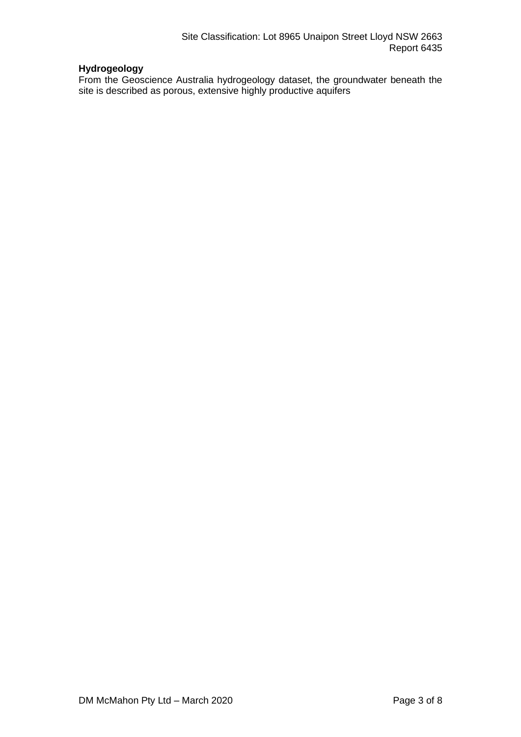**Hydrogeology**

From the Geoscience Australia hydrogeology dataset, the groundwater beneath the site is described as porous, extensive highly productive aquifers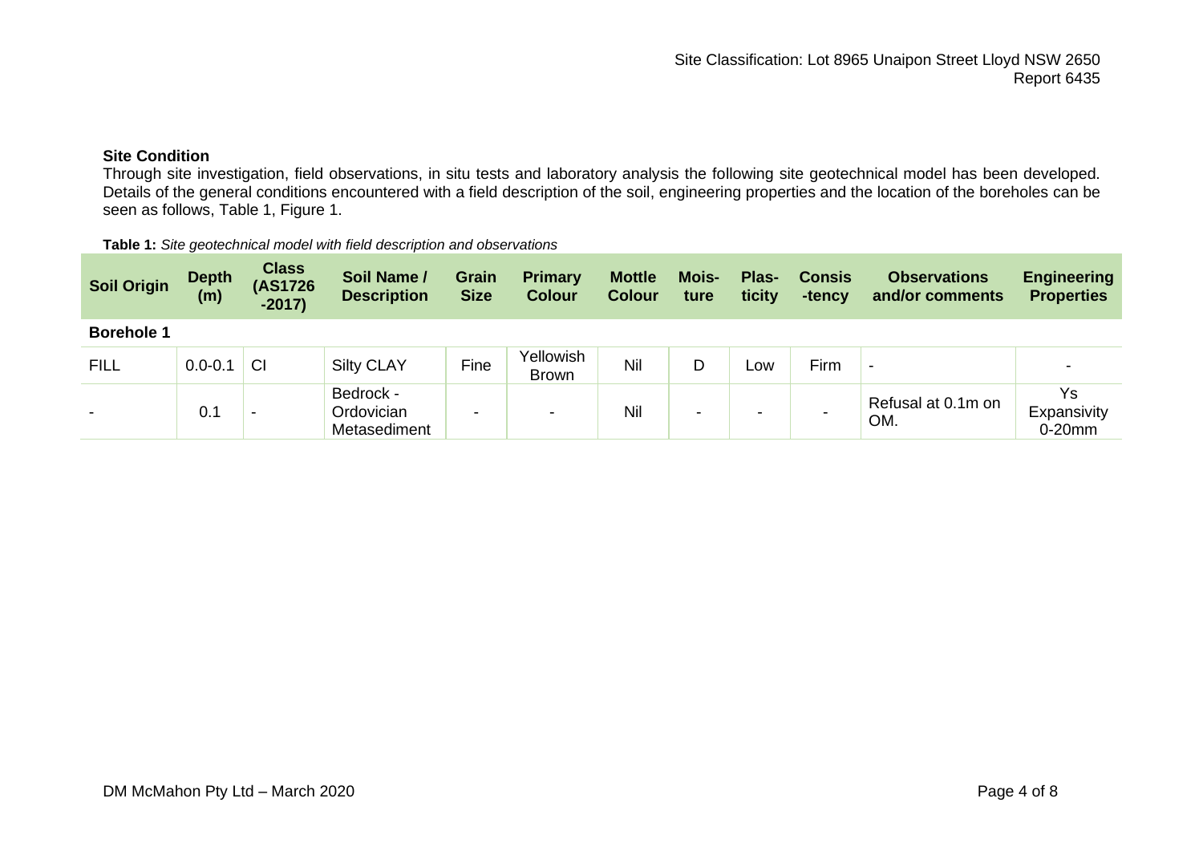## Site Condition

Through site investigation, field observations, in situ tests and laboratory analysis the following site geotechnical model has been developed. Details of the general conditions encountered with a field description of the soil, engineering properties and the location of the boreholes can be seen as follows, Table 1, Figure 1.

**Table 1:** *Site geotechnical model with field description and observations*

| Soil Origin | Depth (m) | Class (AS1726 -2017) | Soil Name / Description | Grain Size | Primary Colour | Mottle Colour | Mois-ture | Plas-ticity | Consis -tency | Observations and/or comments | Engineering Properties |
|---|---|---|---|---|---|---|---|---|---|---|---|
| **Borehole 1** | | | | | | | | | | | |
| FILL | 0.0-0.1 | CI | Silty CLAY | Fine | Yellowish Brown | Nil | D | Low | Firm | - | - |
| - | 0.1 | - | Bedrock - Ordovician Metasediment | - | - | Nil | - | - | - | Refusal at 0.1m on OM. | Ys Expansivity 0-20mm |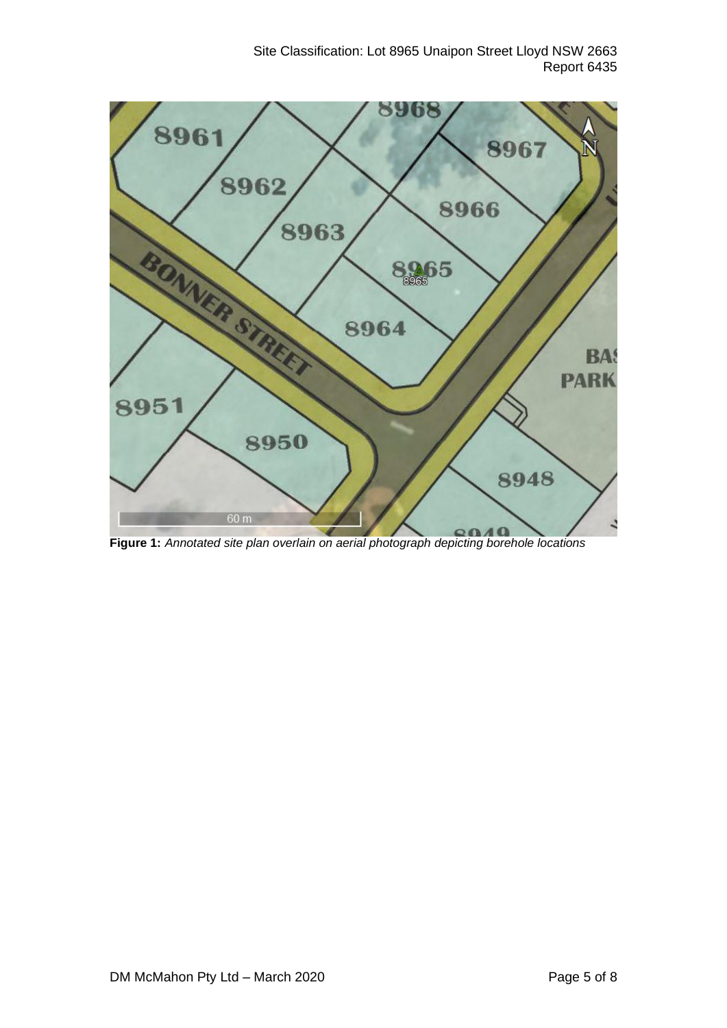**Figure 1:** *Annotated site plan overlain on aerial photograph depicting borehole locations*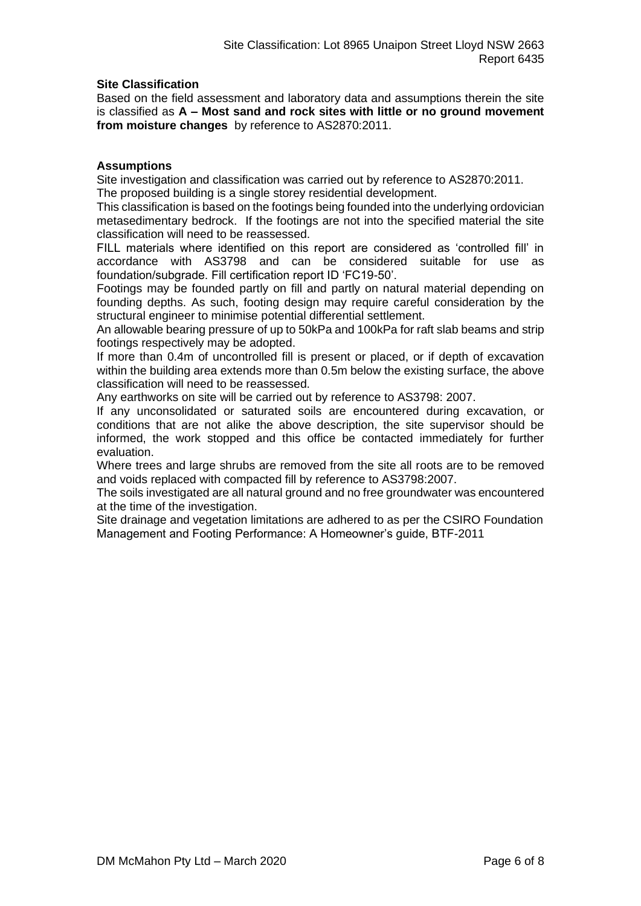**Site Classification**

Based on the field assessment and laboratory data and assumptions therein the site is classified as **A – Most sand and rock sites with little or no ground movement from moisture changes** by reference to AS2870:2011.

**Assumptions**

Site investigation and classification was carried out by reference to AS2870:2011.

The proposed building is a single storey residential development.

This classification is based on the footings being founded into the underlying ordovician metasedimentary bedrock. If the footings are not into the specified material the site classification will need to be reassessed.

FILL materials where identified on this report are considered as 'controlled fill' in accordance with AS3798 and can be considered suitable for use as foundation/subgrade. Fill certification report ID 'FC19-50'.

Footings may be founded partly on fill and partly on natural material depending on founding depths. As such, footing design may require careful consideration by the structural engineer to minimise potential differential settlement.

An allowable bearing pressure of up to 50kPa and 100kPa for raft slab beams and strip footings respectively may be adopted.

If more than 0.4m of uncontrolled fill is present or placed, or if depth of excavation within the building area extends more than 0.5m below the existing surface, the above classification will need to be reassessed.

Any earthworks on site will be carried out by reference to AS3798: 2007.

If any unconsolidated or saturated soils are encountered during excavation, or conditions that are not alike the above description, the site supervisor should be informed, the work stopped and this office be contacted immediately for further evaluation.

Where trees and large shrubs are removed from the site all roots are to be removed and voids replaced with compacted fill by reference to AS3798:2007.

The soils investigated are all natural ground and no free groundwater was encountered at the time of the investigation.

Site drainage and vegetation limitations are adhered to as per the CSIRO Foundation Management and Footing Performance: A Homeowner's guide, BTF-2011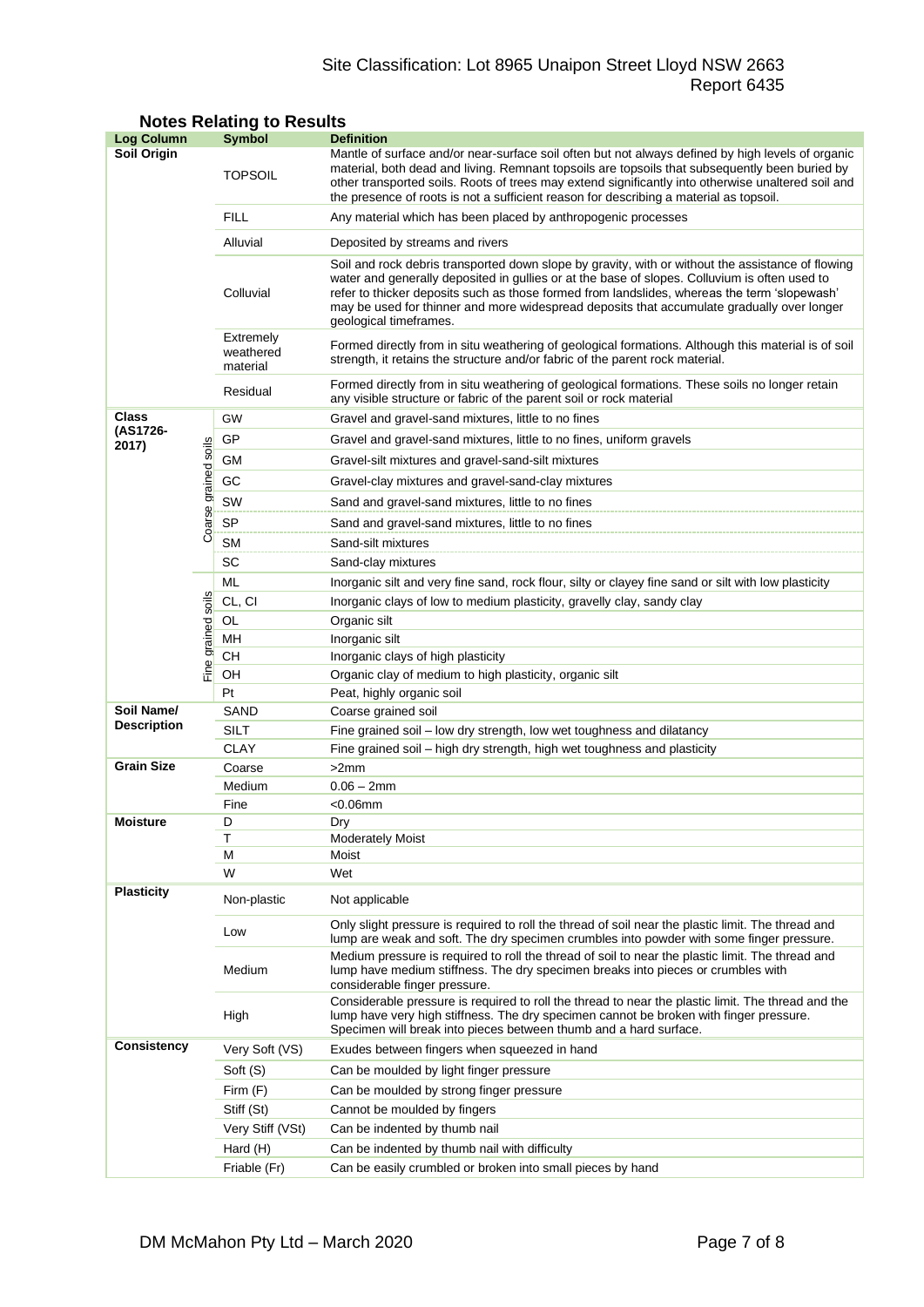## Notes Relating to Results

| Log Column | | Symbol | Definition |
|---|---|---|---|
| **Soil Origin** | | TOPSOIL | Mantle of surface and/or near-surface soil often but not always defined by high levels of organic material, both dead and living. Remnant topsoils are topsoils that subsequently been buried by other transported soils. Roots of trees may extend significantly into otherwise unaltered soil and the presence of roots is not a sufficient reason for describing a material as topsoil. |
| | | FILL | Any material which has been placed by anthropogenic processes |
| | | Alluvial | Deposited by streams and rivers |
| | | Colluvial | Soil and rock debris transported down slope by gravity, with or without the assistance of flowing water and generally deposited in gullies or at the base of slopes. Colluvium is often used to refer to thicker deposits such as those formed from landslides, whereas the term 'slopewash' may be used for thinner and more widespread deposits that accumulate gradually over longer geological timeframes. |
| | | Extremely weathered material | Formed directly from in situ weathering of geological formations. Although this material is of soil strength, it retains the structure and/or fabric of the parent rock material. |
| | | Residual | Formed directly from in situ weathering of geological formations. These soils no longer retain any visible structure or fabric of the parent soil or rock material |
| **Class (AS1726-2017)** | Coarse grained soils | GW | Gravel and gravel-sand mixtures, little to no fines |
| | | GP | Gravel and gravel-sand mixtures, little to no fines, uniform gravels |
| | | GM | Gravel-silt mixtures and gravel-sand-silt mixtures |
| | | GC | Gravel-clay mixtures and gravel-sand-clay mixtures |
| | | SW | Sand and gravel-sand mixtures, little to no fines |
| | | SP | Sand and gravel-sand mixtures, little to no fines |
| | | SM | Sand-silt mixtures |
| | | SC | Sand-clay mixtures |
| | Fine grained soils | ML | Inorganic silt and very fine sand, rock flour, silty or clayey fine sand or silt with low plasticity |
| | | CL, CI | Inorganic clays of low to medium plasticity, gravelly clay, sandy clay |
| | | OL | Organic silt |
| | | MH | Inorganic silt |
| | | CH | Inorganic clays of high plasticity |
| | | OH | Organic clay of medium to high plasticity, organic silt |
| | | Pt | Peat, highly organic soil |
| **Soil Name/ Description** | | SAND | Coarse grained soil |
| | | SILT | Fine grained soil – low dry strength, low wet toughness and dilatancy |
| | | CLAY | Fine grained soil – high dry strength, high wet toughness and plasticity |
| **Grain Size** | | Coarse | >2mm |
| | | Medium | 0.06 – 2mm |
| | | Fine | <0.06mm |
| **Moisture** | | D | Dry |
| | | T | Moderately Moist |
| | | M | Moist |
| | | W | Wet |
| **Plasticity** | | Non-plastic | Not applicable |
| | | Low | Only slight pressure is required to roll the thread of soil near the plastic limit. The thread and lump are weak and soft. The dry specimen crumbles into powder with some finger pressure. |
| | | Medium | Medium pressure is required to roll the thread of soil to near the plastic limit. The thread and lump have medium stiffness. The dry specimen breaks into pieces or crumbles with considerable finger pressure. |
| | | High | Considerable pressure is required to roll the thread to near the plastic limit. The thread and the lump have very high stiffness. The dry specimen cannot be broken with finger pressure. Specimen will break into pieces between thumb and a hard surface. |
| **Consistency** | | Very Soft (VS) | Exudes between fingers when squeezed in hand |
| | | Soft (S) | Can be moulded by light finger pressure |
| | | Firm (F) | Can be moulded by strong finger pressure |
| | | Stiff (St) | Cannot be moulded by fingers |
| | | Very Stiff (VSt) | Can be indented by thumb nail |
| | | Hard (H) | Can be indented by thumb nail with difficulty |
| | | Friable (Fr) | Can be easily crumbled or broken into small pieces by hand |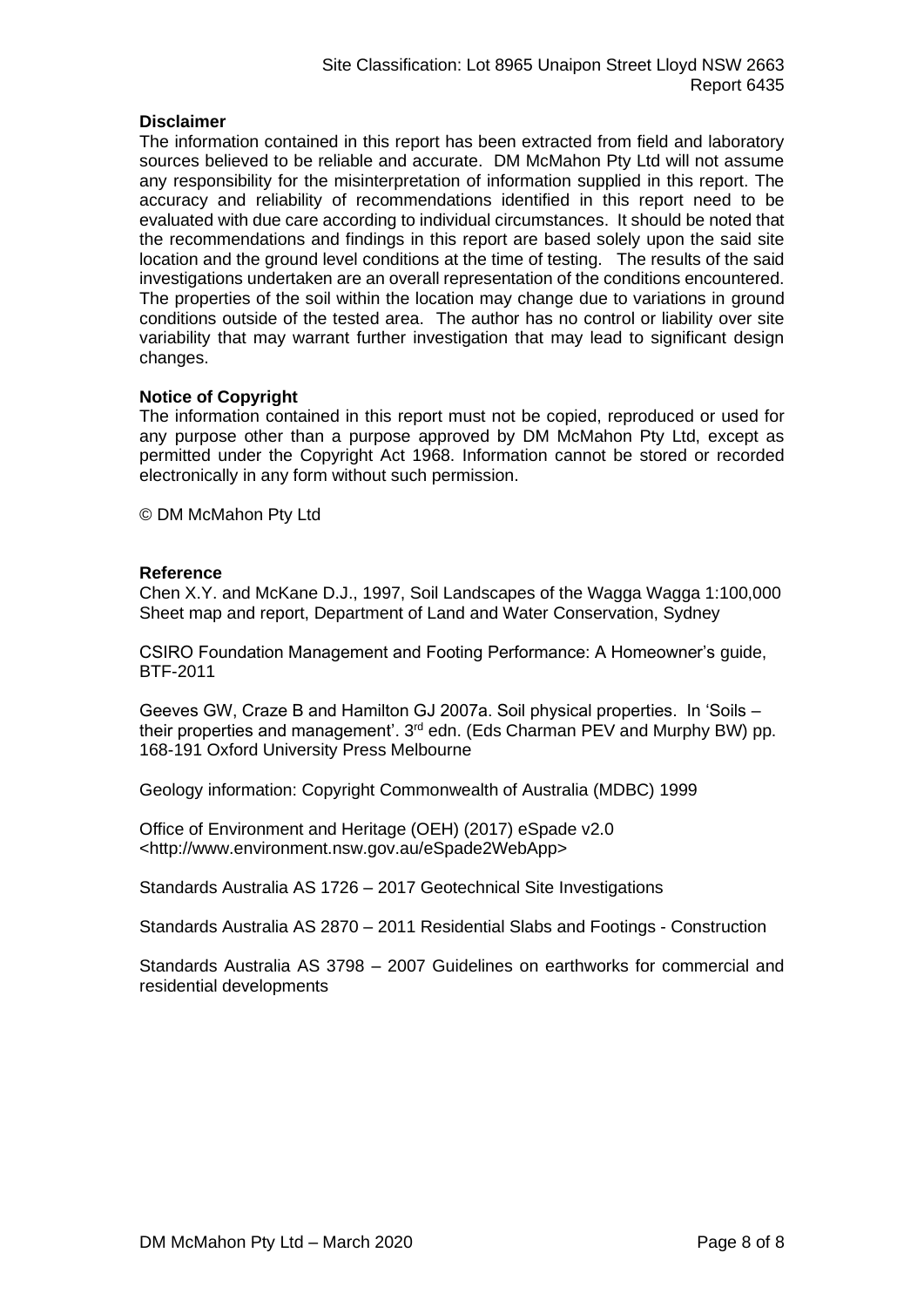### Disclaimer

The information contained in this report has been extracted from field and laboratory sources believed to be reliable and accurate. DM McMahon Pty Ltd will not assume any responsibility for the misinterpretation of information supplied in this report. The accuracy and reliability of recommendations identified in this report need to be evaluated with due care according to individual circumstances. It should be noted that the recommendations and findings in this report are based solely upon the said site location and the ground level conditions at the time of testing. The results of the said investigations undertaken are an overall representation of the conditions encountered. The properties of the soil within the location may change due to variations in ground conditions outside of the tested area. The author has no control or liability over site variability that may warrant further investigation that may lead to significant design changes.

### Notice of Copyright

The information contained in this report must not be copied, reproduced or used for any purpose other than a purpose approved by DM McMahon Pty Ltd, except as permitted under the Copyright Act 1968. Information cannot be stored or recorded electronically in any form without such permission.

© DM McMahon Pty Ltd

### Reference

Chen X.Y. and McKane D.J., 1997, Soil Landscapes of the Wagga Wagga 1:100,000 Sheet map and report, Department of Land and Water Conservation, Sydney

CSIRO Foundation Management and Footing Performance: A Homeowner's guide, BTF-2011

Geeves GW, Craze B and Hamilton GJ 2007a. Soil physical properties. In 'Soils – their properties and management'. 3rd edn. (Eds Charman PEV and Murphy BW) pp. 168-191 Oxford University Press Melbourne

Geology information: Copyright Commonwealth of Australia (MDBC) 1999

Office of Environment and Heritage (OEH) (2017) eSpade v2.0 <http://www.environment.nsw.gov.au/eSpade2WebApp>

Standards Australia AS 1726 – 2017 Geotechnical Site Investigations

Standards Australia AS 2870 – 2011 Residential Slabs and Footings - Construction

Standards Australia AS 3798 – 2007 Guidelines on earthworks for commercial and residential developments